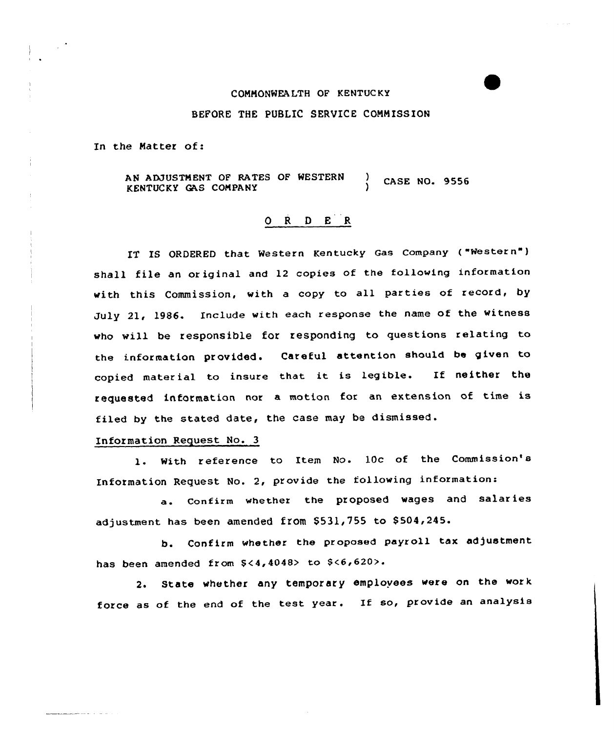COMMONWEALTH OF KENTUCKY

BEFORE THE PUBLIC SERVICE COMMISSION

In the Matter of:

AN ADJUSTMENT OF RATES OF WESTERN KENTUCKY GAS COMPANY ) CASE NO. 9556

## O R D E R

IT IS ORDERED that Western Kentucky Gas Company ("Western") shall file an original and 12 copies of the following information with this Commission, with a copy to all parties of record, by July 21, 1986. Include with each response the name of the witness who will be responsible for responding to questions relating to the information provided. Careful attention should be given to copied material to insure that it is legible. If neither the requested information nor a motion for an extension of time is filed by the stated date, the case may be dismissed.

Information Request No. 3

1. With reference to Item No. 10c of the Commission's Information Request No. 2, provide the following information:

   a. Confirm whether the proposed wages and salaries adjustment has been amended from $531,755 to $504,245.

   b. Confirm whether the proposed payroll tax adjustment has been amended from $<4,4048> to $<6,620>.

2. State whether any temporary employees were on the work force as of the end of the test year. If so, provide an analysis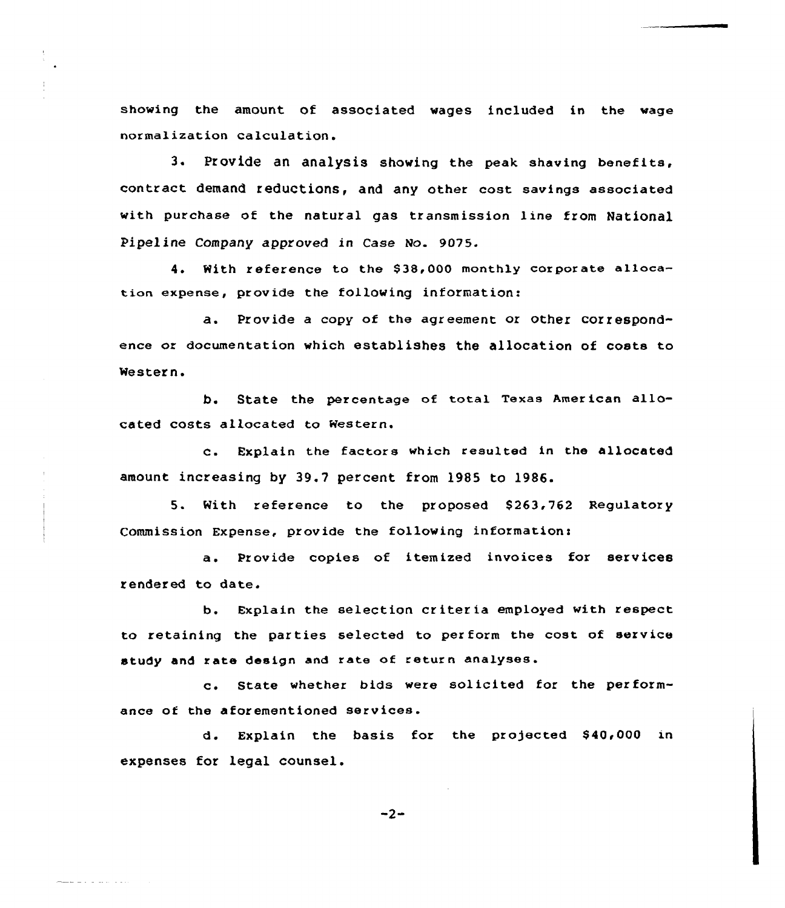showing the amount of associated wages included in the wage normalization calculation.

3. Provide an analysis showing the peak shaving benefits, contract demand reductions, and any other cost savings associated with purchase of the natural gas transmission line from National Pipeline Company approved in Case No. 9075.

4. With reference to the $38,000 monthly corporate allocation expense, provide the following information:

a. Provide a copy of the agreement or other correspondence or documentation which establishes the allocation of costs to Western.

b. State the percentage of total Texas American allocated costs allocated to Western.

c. Explain the factors which resulted in the allocated amount increasing by 39.7 percent from 1985 to 1986.

5. With reference to the proposed $263,762 Regulatory Commission Expense, provide the following information:

a. Provide copies of itemized invoices for services rendered to date.

b. Explain the selection criteria employed with respect to retaining the parties selected to perform the cost of service study and rate design and rate of return analyses.

c. State whether bids were solicited for the performance of the aforementioned services.

d. Explain the basis for the projected $40,000 in expenses for legal counsel.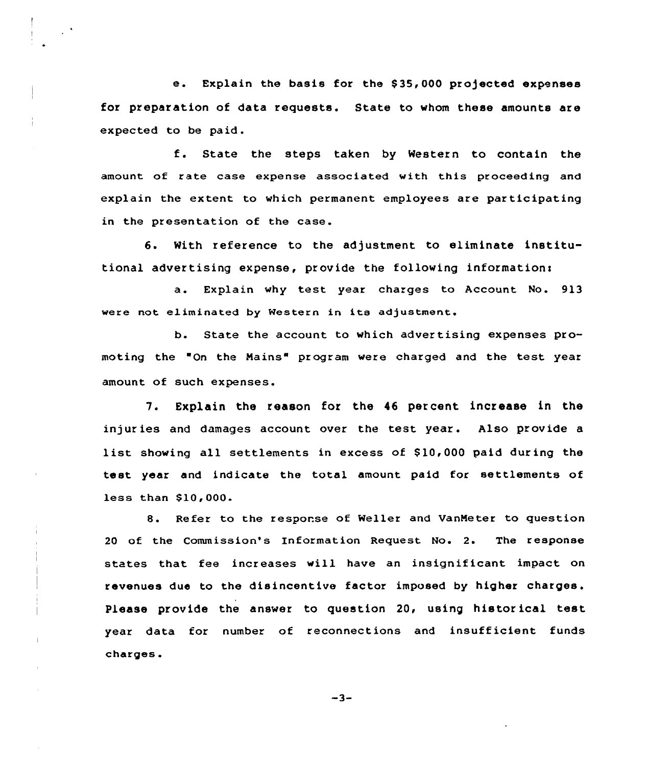e. Explain the basis for the $35,000 projected expenses for preparation of data requests. State to whom these amounts are expected to be paid.

f. State the steps taken by Western to contain the amount of rate case expense associated with this proceeding and explain the extent to which permanent employees are participating in the presentation of the case.

6. With reference to the adjustment to eliminate institutional advertising expense, provide the following information:

a. Explain why test year charges to Account No. 913 were not eliminated by Western in its adjustment.

b. State the account to which advertising expenses promoting the "On the Mains" program were charged and the test year amount of such expenses.

7. Explain the reason for the 46 percent increase in the injuries and damages account over the test year. Also provide a list showing all settlements in excess of $10,000 paid during the test year and indicate the total amount paid for settlements of less than $10,000.

8. Refer to the response of Weller and VanMeter to question 20 of the Commission's Information Request No. 2. The response states that fee increases will have an insignificant impact on revenues due to the disincentive factor imposed by higher charges. Please provide the answer to question 20, using historical test year data for number of reconnections and insufficient funds charges.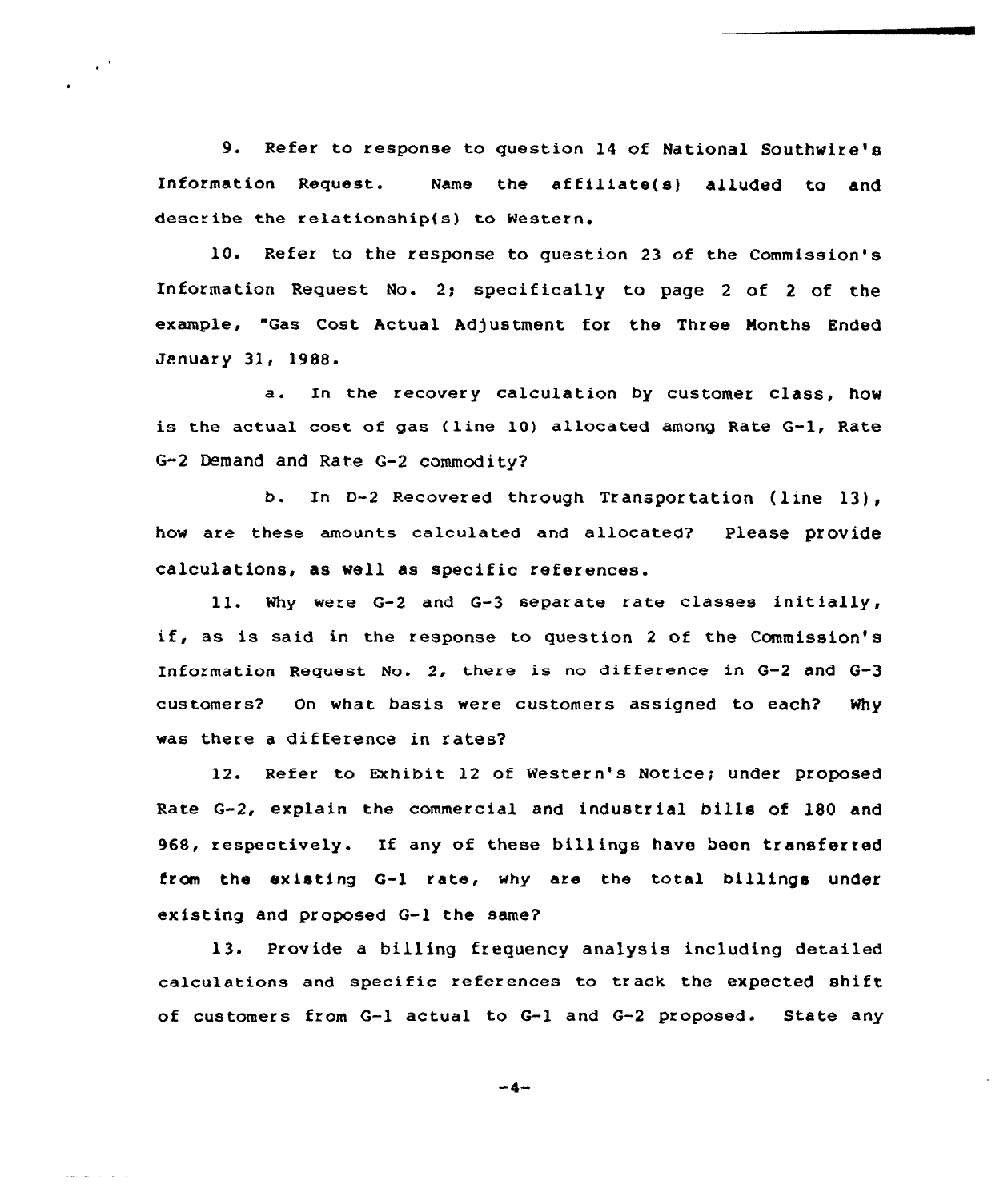9. Refer to response to question 14 of National Southwire's Information Request. Name the affiliate(s) alluded to and describe the relationship(s) to Western.

10. Refer to the response to question 23 of the Commission's Information Request No. 2; specifically to page 2 of 2 of the example, "Gas Cost Actual Adjustment for the Three Months Ended January 31, 1988.

a. In the recovery calculation by customer class, how is the actual cost of gas (line 10) allocated among Rate G-1, Rate G-2 Demand and Rate G-2 commodity?

b. In D-2 Recovered through Transportation (line 13), how are these amounts calculated and allocated? Please provide calculations, as well as specific references.

11. Why were G-2 and G-3 separate rate classes initially, if, as is said in the response to question 2 of the Commission's Information Request No. 2, there is no difference in G-2 and G-3 customers? On what basis were customers assigned to each? Why was there a difference in rates?

12. Refer to Exhibit 12 of Western's Notice; under proposed Rate G-2, explain the commercial and industrial bills of 180 and 968, respectively. If any of these billings have been transferred from the existing G-1 rate, why are the total billings under existing and proposed G-1 the same?

13. Provide a billing frequency analysis including detailed calculations and specific references to track the expected shift of customers from G-1 actual to G-1 and G-2 proposed. State any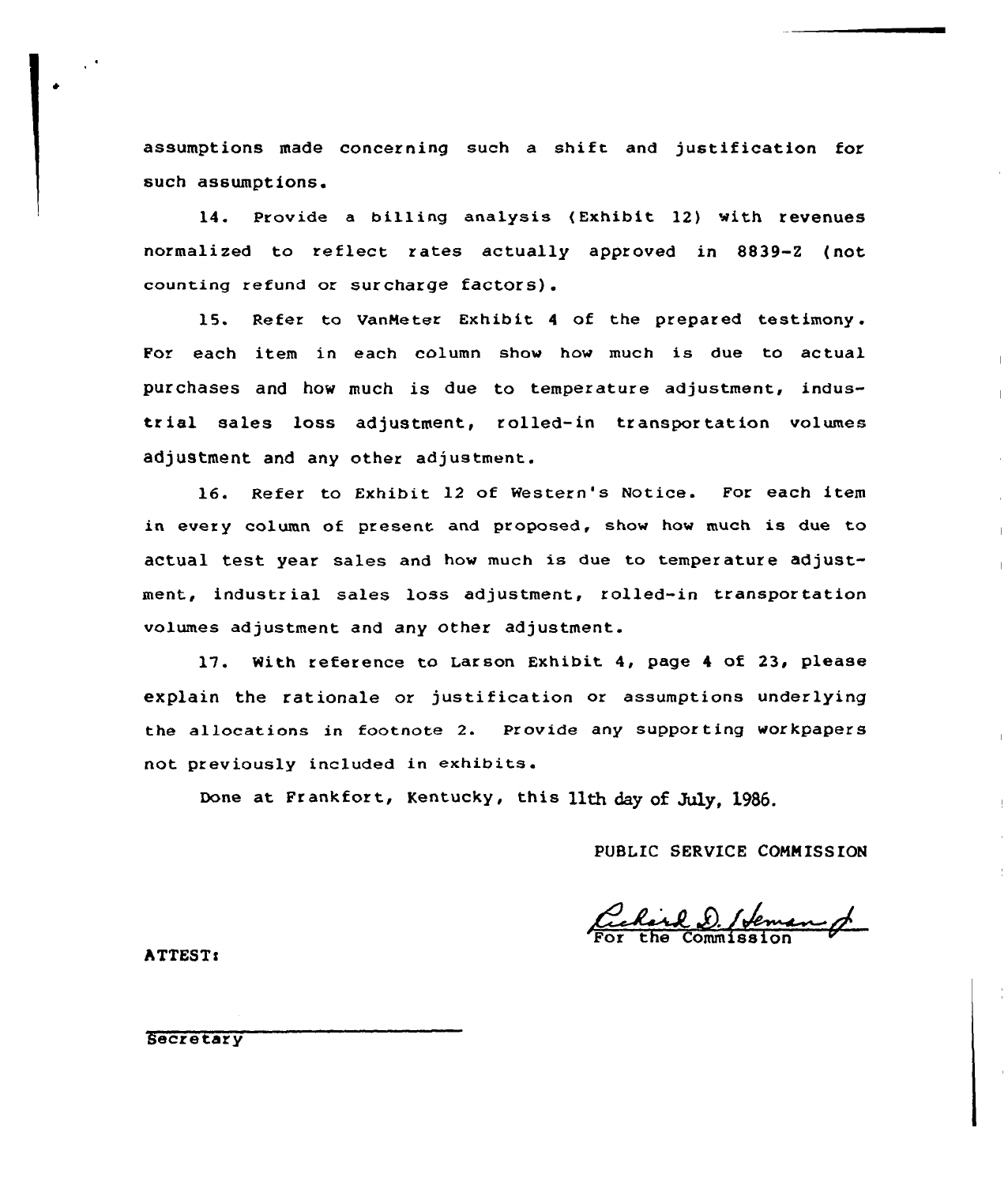assumptions made concerning such a shift and justification for such assumptions.

14. Provide a billing analysis (Exhibit 12) with revenues normalized to reflect rates actually approved in 8839-Z (not counting refund or surcharge factors).

15. Refer to VanMeter Exhibit 4 of the prepared testimony. For each item in each column show how much is due to actual purchases and how much is due to temperature adjustment, industrial sales loss adjustment, rolled-in transportation volumes adjustment and any other adjustment.

16. Refer to Exhibit 12 of Western's Notice. For each item in every column of present and proposed, show how much is due to actual test year sales and how much is due to temperature adjustment, industrial sales loss adjustment, rolled-in transportation volumes adjustment and any other adjustment.

17. With reference to Larson Exhibit 4, page 4 of 23, please explain the rationale or justification or assumptions underlying the allocations in footnote 2. Provide any supporting workpapers not previously included in exhibits.

Done at Frankfort, Kentucky, this 11th day of July, 1986.

PUBLIC SERVICE COMMISSION

Richard D. Heman Jr.
For the Commission

ATTEST:

Secretary